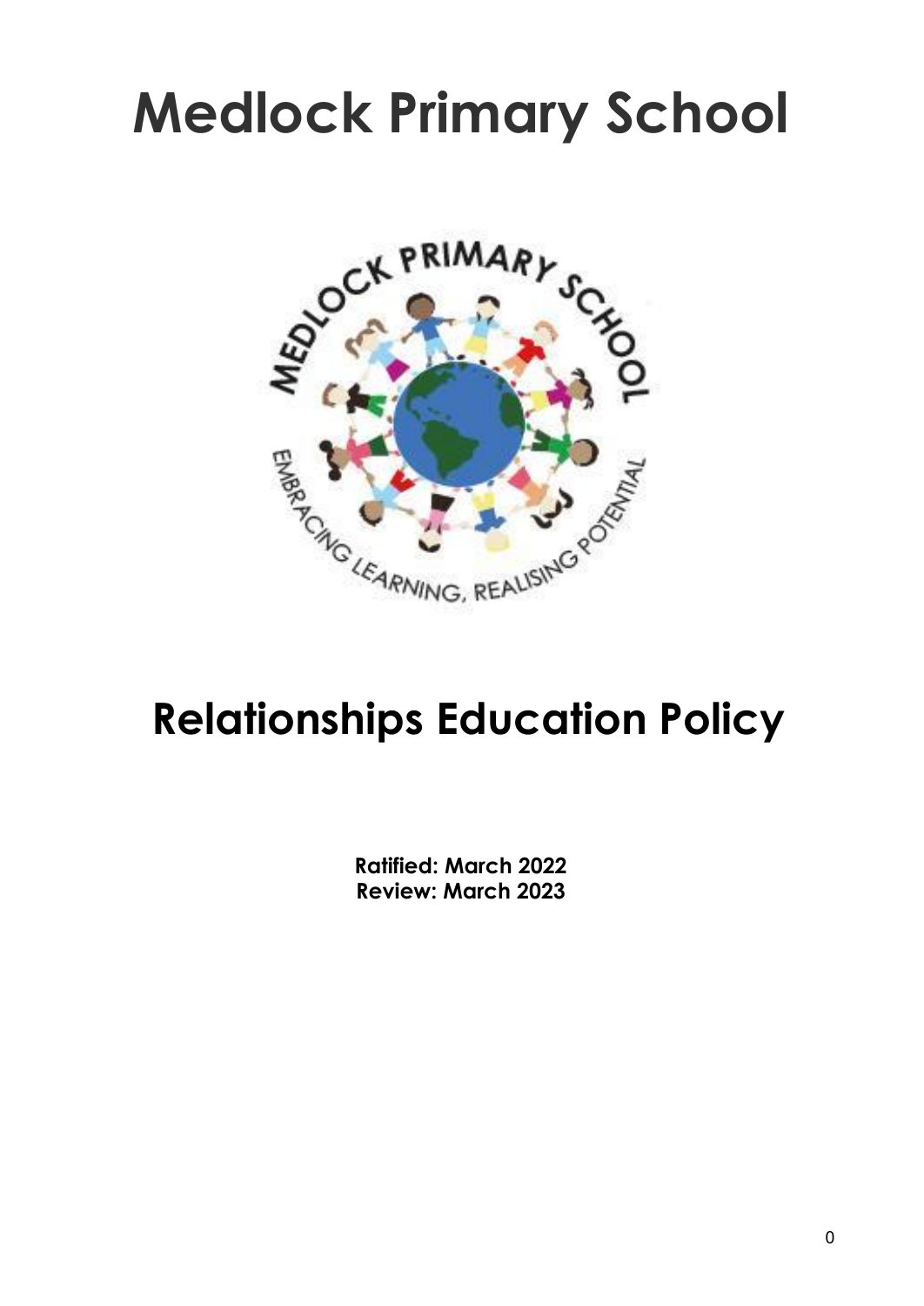# Medlock Primary School

# Relationships Education Policy

**Ratified: March 2022**
**Review: March 2023**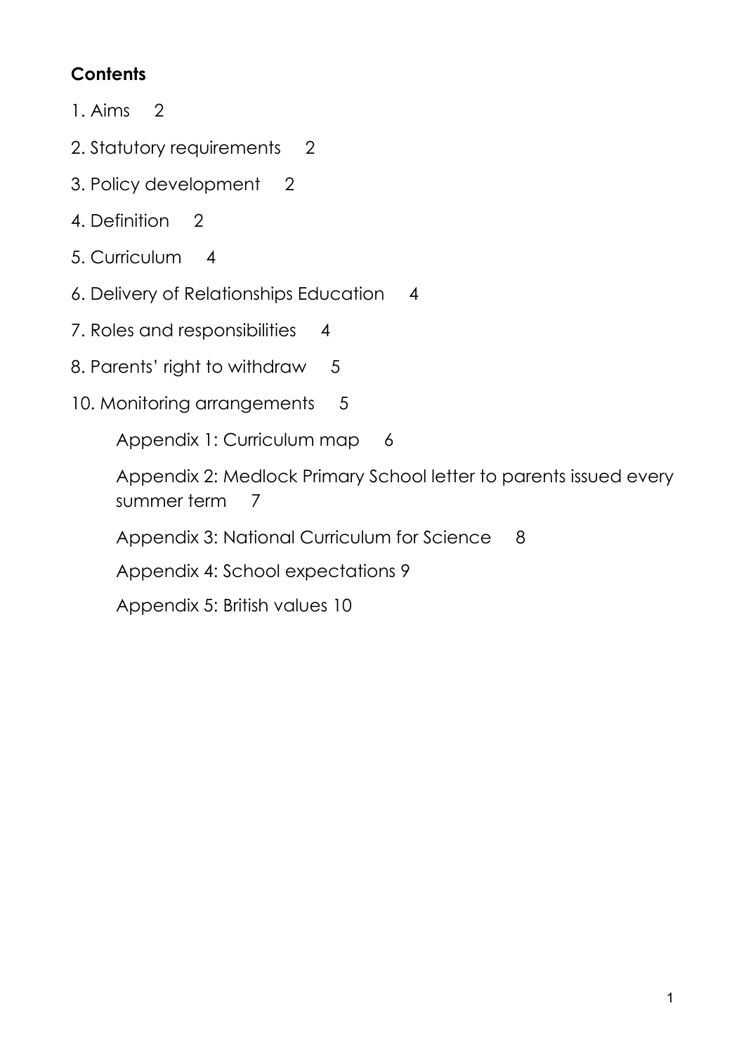**Contents**

1. Aims 2

2. Statutory requirements 2

3. Policy development 2

4. Definition 2

5. Curriculum 4

6. Delivery of Relationships Education 4

7. Roles and responsibilities 4

8. Parents' right to withdraw 5

10. Monitoring arrangements 5

 Appendix 1: Curriculum map 6

 Appendix 2: Medlock Primary School letter to parents issued every summer term 7

 Appendix 3: National Curriculum for Science 8

 Appendix 4: School expectations 9

 Appendix 5: British values 10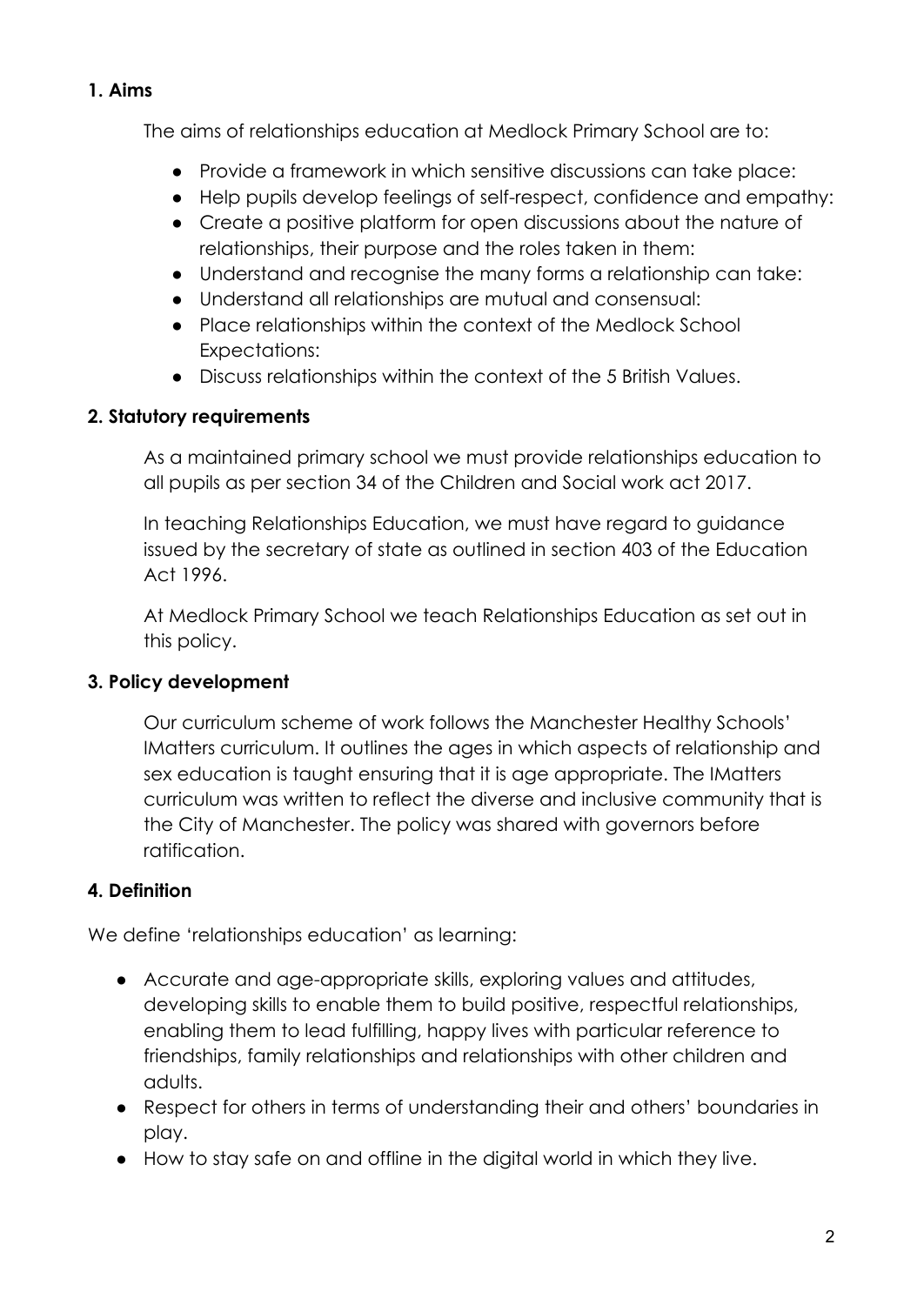**1. Aims**

The aims of relationships education at Medlock Primary School are to:

- Provide a framework in which sensitive discussions can take place:
- Help pupils develop feelings of self-respect, confidence and empathy:
- Create a positive platform for open discussions about the nature of relationships, their purpose and the roles taken in them:
- Understand and recognise the many forms a relationship can take:
- Understand all relationships are mutual and consensual:
- Place relationships within the context of the Medlock School Expectations:
- Discuss relationships within the context of the 5 British Values.

**2. Statutory requirements**

As a maintained primary school we must provide relationships education to all pupils as per section 34 of the Children and Social work act 2017.

In teaching Relationships Education, we must have regard to guidance issued by the secretary of state as outlined in section 403 of the Education Act 1996.

At Medlock Primary School we teach Relationships Education as set out in this policy.

**3. Policy development**

Our curriculum scheme of work follows the Manchester Healthy Schools' IMatters curriculum. It outlines the ages in which aspects of relationship and sex education is taught ensuring that it is age appropriate. The IMatters curriculum was written to reflect the diverse and inclusive community that is the City of Manchester. The policy was shared with governors before ratification.

**4. Definition**

We define 'relationships education' as learning:

- Accurate and age-appropriate skills, exploring values and attitudes, developing skills to enable them to build positive, respectful relationships, enabling them to lead fulfilling, happy lives with particular reference to friendships, family relationships and relationships with other children and adults.
- Respect for others in terms of understanding their and others' boundaries in play.
- How to stay safe on and offline in the digital world in which they live.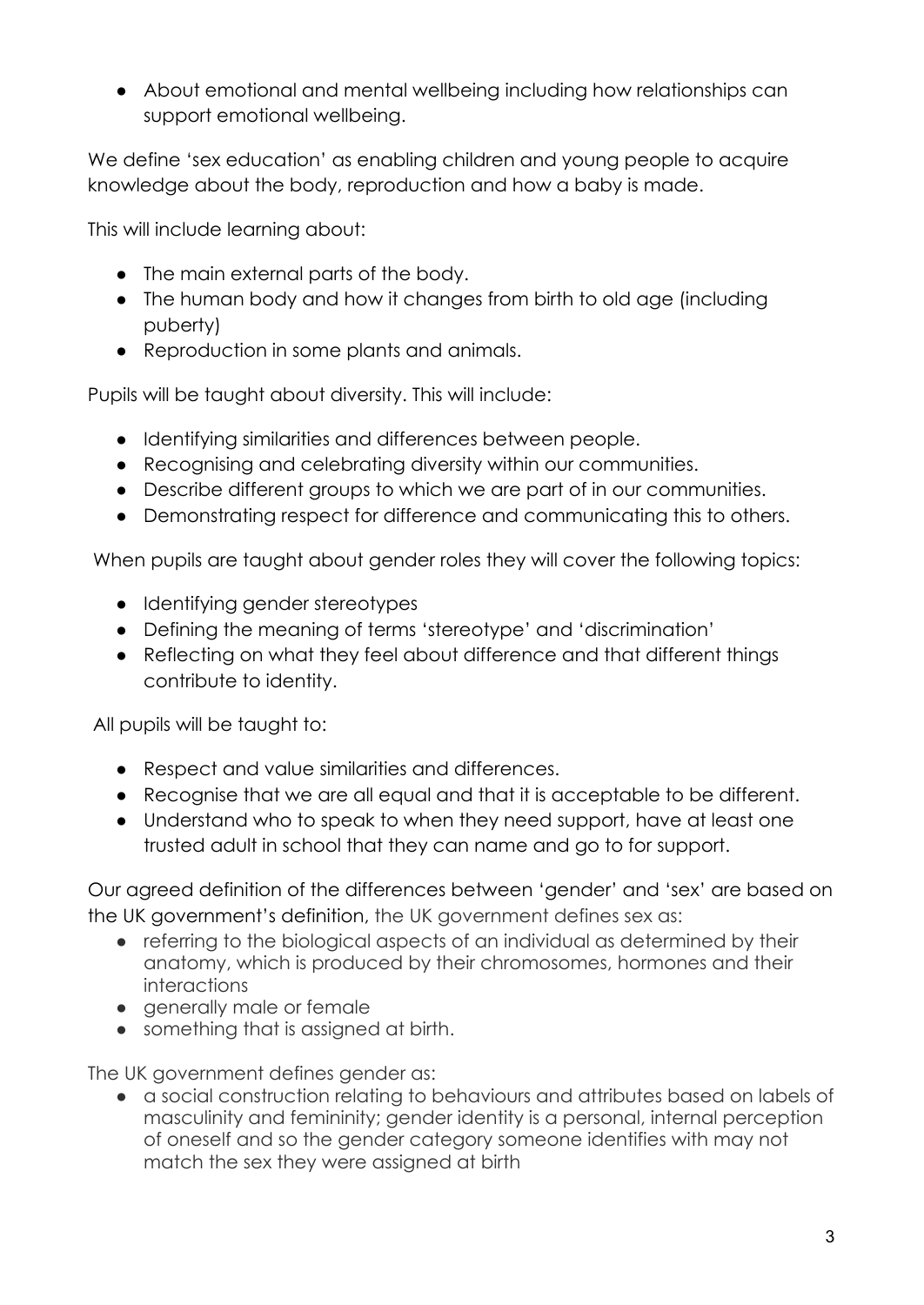- About emotional and mental wellbeing including how relationships can support emotional wellbeing.

We define 'sex education' as enabling children and young people to acquire knowledge about the body, reproduction and how a baby is made.

This will include learning about:

- The main external parts of the body.
- The human body and how it changes from birth to old age (including puberty)
- Reproduction in some plants and animals.

Pupils will be taught about diversity. This will include:

- Identifying similarities and differences between people.
- Recognising and celebrating diversity within our communities.
- Describe different groups to which we are part of in our communities.
- Demonstrating respect for difference and communicating this to others.

When pupils are taught about gender roles they will cover the following topics:

- Identifying gender stereotypes
- Defining the meaning of terms 'stereotype' and 'discrimination'
- Reflecting on what they feel about difference and that different things contribute to identity.

All pupils will be taught to:

- Respect and value similarities and differences.
- Recognise that we are all equal and that it is acceptable to be different.
- Understand who to speak to when they need support, have at least one trusted adult in school that they can name and go to for support.

Our agreed definition of the differences between 'gender' and 'sex' are based on the UK government's definition, the UK government defines sex as:

- referring to the biological aspects of an individual as determined by their anatomy, which is produced by their chromosomes, hormones and their interactions
- generally male or female
- something that is assigned at birth.

The UK government defines gender as:

- a social construction relating to behaviours and attributes based on labels of masculinity and femininity; gender identity is a personal, internal perception of oneself and so the gender category someone identifies with may not match the sex they were assigned at birth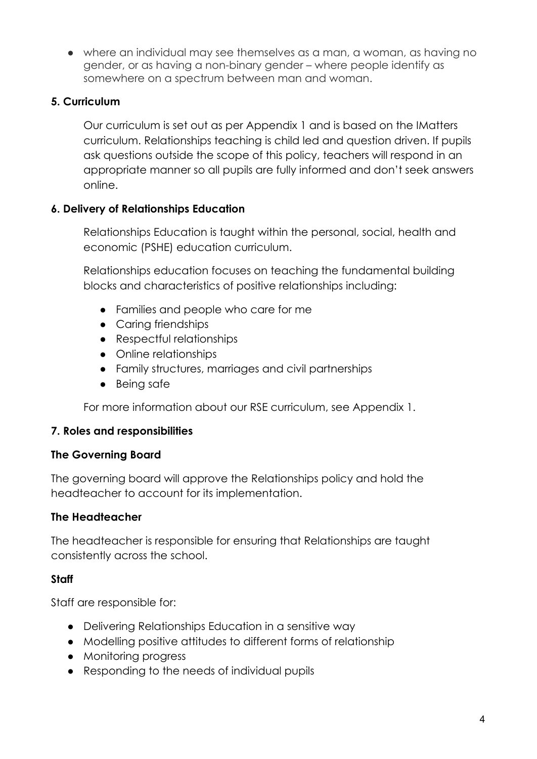- where an individual may see themselves as a man, a woman, as having no gender, or as having a non-binary gender – where people identify as somewhere on a spectrum between man and woman.

## 5. Curriculum

Our curriculum is set out as per Appendix 1 and is based on the IMatters curriculum. Relationships teaching is child led and question driven. If pupils ask questions outside the scope of this policy, teachers will respond in an appropriate manner so all pupils are fully informed and don't seek answers online.

## 6. Delivery of Relationships Education

Relationships Education is taught within the personal, social, health and economic (PSHE) education curriculum.

Relationships education focuses on teaching the fundamental building blocks and characteristics of positive relationships including:

- Families and people who care for me
- Caring friendships
- Respectful relationships
- Online relationships
- Family structures, marriages and civil partnerships
- Being safe

For more information about our RSE curriculum, see Appendix 1.

## 7. Roles and responsibilities

### The Governing Board

The governing board will approve the Relationships policy and hold the headteacher to account for its implementation.

### The Headteacher

The headteacher is responsible for ensuring that Relationships are taught consistently across the school.

### Staff

Staff are responsible for:

- Delivering Relationships Education in a sensitive way
- Modelling positive attitudes to different forms of relationship
- Monitoring progress
- Responding to the needs of individual pupils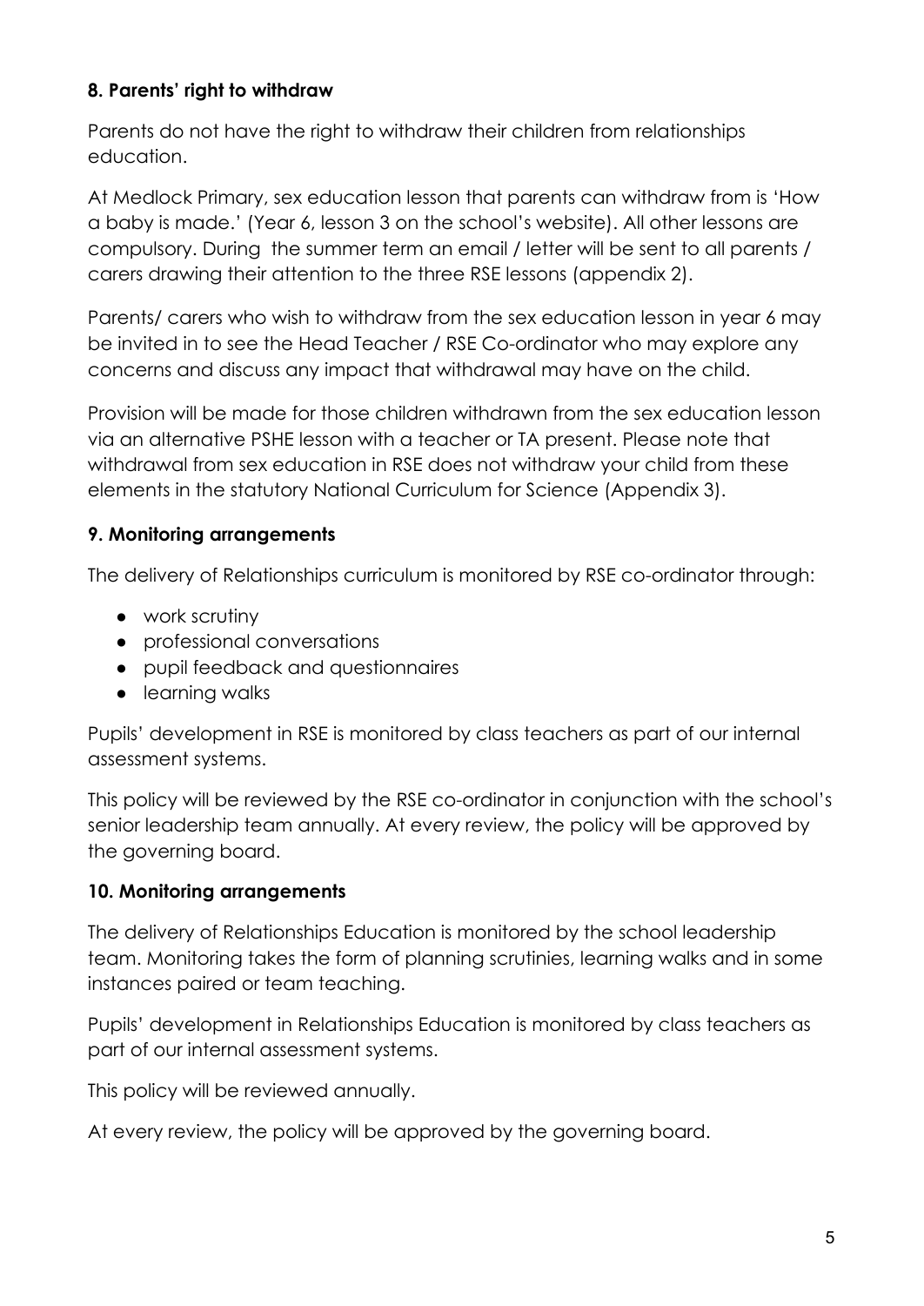### 8. Parents' right to withdraw

Parents do not have the right to withdraw their children from relationships education.

At Medlock Primary, sex education lesson that parents can withdraw from is 'How a baby is made.' (Year 6, lesson 3 on the school's website). All other lessons are compulsory. During  the summer term an email / letter will be sent to all parents / carers drawing their attention to the three RSE lessons (appendix 2).

Parents/ carers who wish to withdraw from the sex education lesson in year 6 may be invited in to see the Head Teacher / RSE Co-ordinator who may explore any concerns and discuss any impact that withdrawal may have on the child.

Provision will be made for those children withdrawn from the sex education lesson via an alternative PSHE lesson with a teacher or TA present. Please note that withdrawal from sex education in RSE does not withdraw your child from these elements in the statutory National Curriculum for Science (Appendix 3).

### 9. Monitoring arrangements

The delivery of Relationships curriculum is monitored by RSE co-ordinator through:

- work scrutiny
- professional conversations
- pupil feedback and questionnaires
- learning walks

Pupils' development in RSE is monitored by class teachers as part of our internal assessment systems.

This policy will be reviewed by the RSE co-ordinator in conjunction with the school's senior leadership team annually. At every review, the policy will be approved by the governing board.

### 10. Monitoring arrangements

The delivery of Relationships Education is monitored by the school leadership team. Monitoring takes the form of planning scrutinies, learning walks and in some instances paired or team teaching.

Pupils' development in Relationships Education is monitored by class teachers as part of our internal assessment systems.

This policy will be reviewed annually.

At every review, the policy will be approved by the governing board.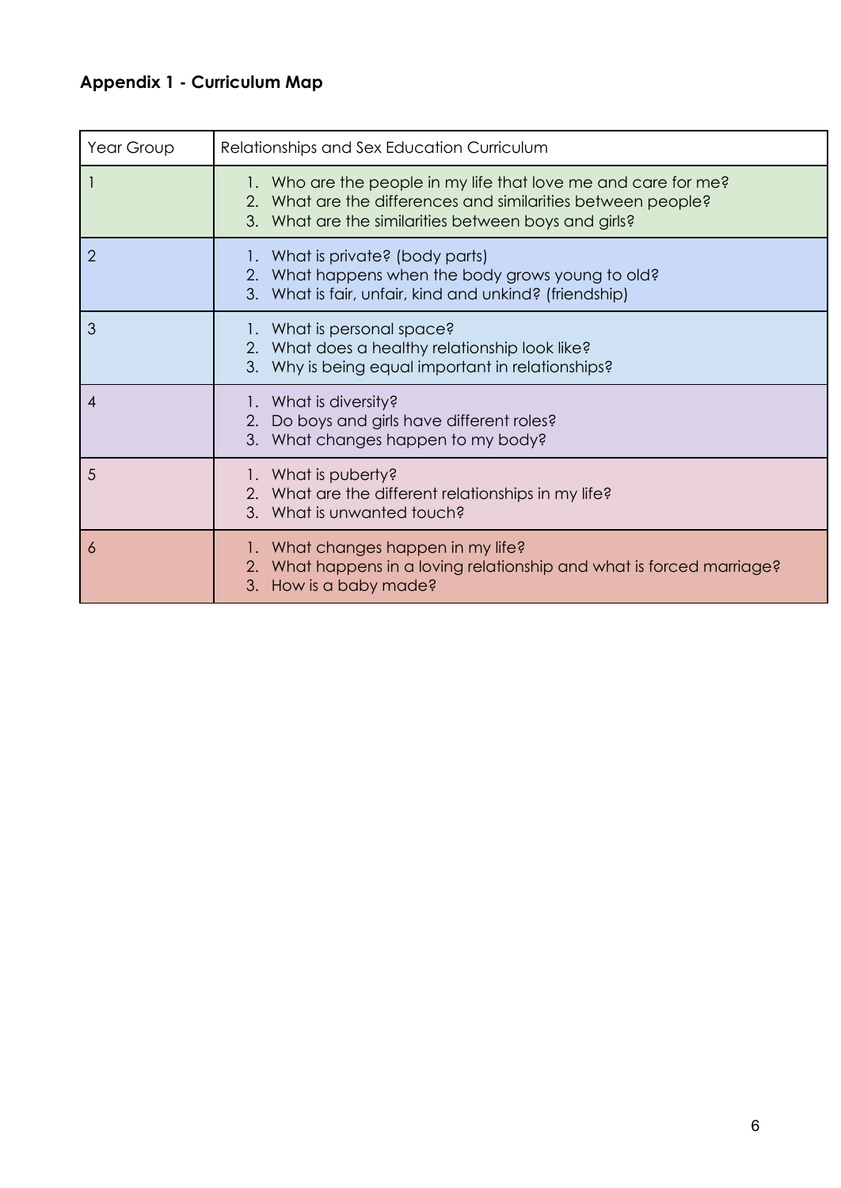## Appendix 1 - Curriculum Map

| Year Group | Relationships and Sex Education Curriculum |
|---|---|
| 1 | 1. Who are the people in my life that love me and care for me?<br>2. What are the differences and similarities between people?<br>3. What are the similarities between boys and girls? |
| 2 | 1. What is private? (body parts)<br>2. What happens when the body grows young to old?<br>3. What is fair, unfair, kind and unkind? (friendship) |
| 3 | 1. What is personal space?<br>2. What does a healthy relationship look like?<br>3. Why is being equal important in relationships? |
| 4 | 1. What is diversity?<br>2. Do boys and girls have different roles?<br>3. What changes happen to my body? |
| 5 | 1. What is puberty?<br>2. What are the different relationships in my life?<br>3. What is unwanted touch? |
| 6 | 1. What changes happen in my life?<br>2. What happens in a loving relationship and what is forced marriage?<br>3. How is a baby made? |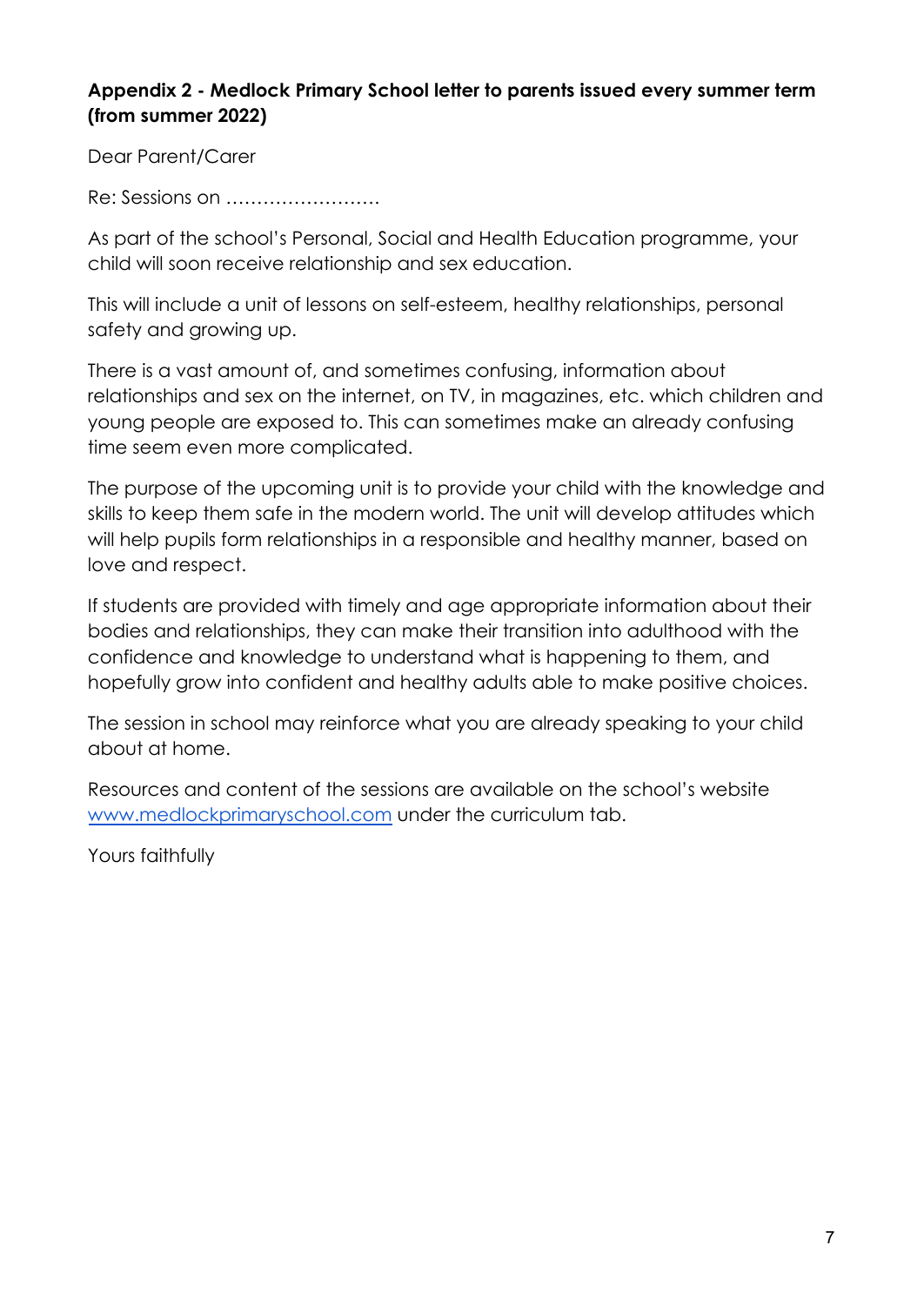**Appendix 2 - Medlock Primary School letter to parents issued every summer term (from summer 2022)**

Dear Parent/Carer

Re: Sessions on ……………………..

As part of the school's Personal, Social and Health Education programme, your child will soon receive relationship and sex education.

This will include a unit of lessons on self-esteem, healthy relationships, personal safety and growing up.

There is a vast amount of, and sometimes confusing, information about relationships and sex on the internet, on TV, in magazines, etc. which children and young people are exposed to. This can sometimes make an already confusing time seem even more complicated.

The purpose of the upcoming unit is to provide your child with the knowledge and skills to keep them safe in the modern world. The unit will develop attitudes which will help pupils form relationships in a responsible and healthy manner, based on love and respect.

If students are provided with timely and age appropriate information about their bodies and relationships, they can make their transition into adulthood with the confidence and knowledge to understand what is happening to them, and hopefully grow into confident and healthy adults able to make positive choices.

The session in school may reinforce what you are already speaking to your child about at home.

Resources and content of the sessions are available on the school's website [www.medlockprimaryschool.com](http://www.medlockprimaryschool.com) under the curriculum tab.

Yours faithfully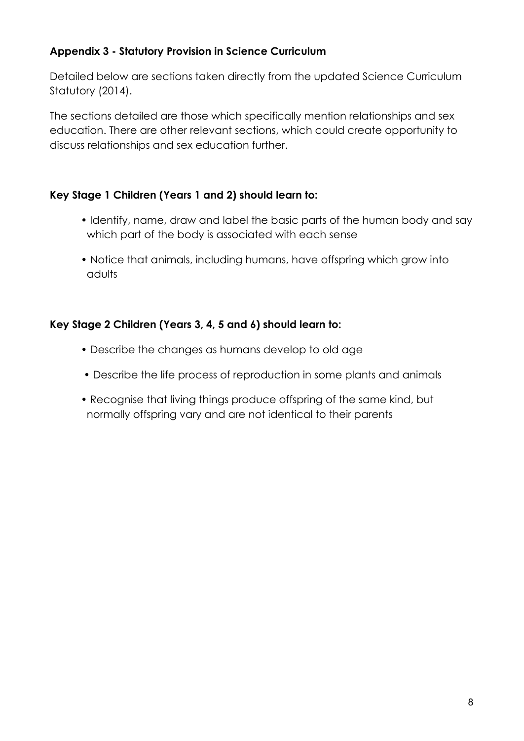## Appendix 3 - Statutory Provision in Science Curriculum

Detailed below are sections taken directly from the updated Science Curriculum Statutory (2014).

The sections detailed are those which specifically mention relationships and sex education. There are other relevant sections, which could create opportunity to discuss relationships and sex education further.

### Key Stage 1 Children (Years 1 and 2) should learn to:

- Identify, name, draw and label the basic parts of the human body and say which part of the body is associated with each sense
- Notice that animals, including humans, have offspring which grow into adults

### Key Stage 2 Children (Years 3, 4, 5 and 6) should learn to:

- Describe the changes as humans develop to old age
- Describe the life process of reproduction in some plants and animals
- Recognise that living things produce offspring of the same kind, but normally offspring vary and are not identical to their parents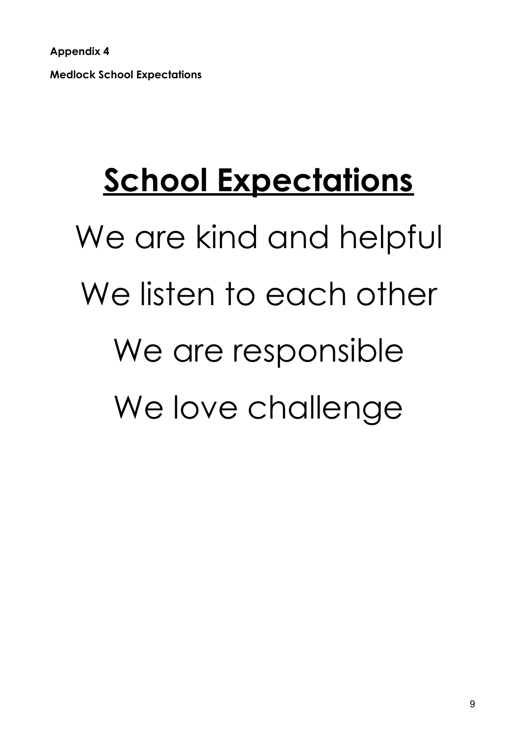**Appendix 4**

**Medlock School Expectations**

# School Expectations

We are kind and helpful

We listen to each other

We are responsible

We love challenge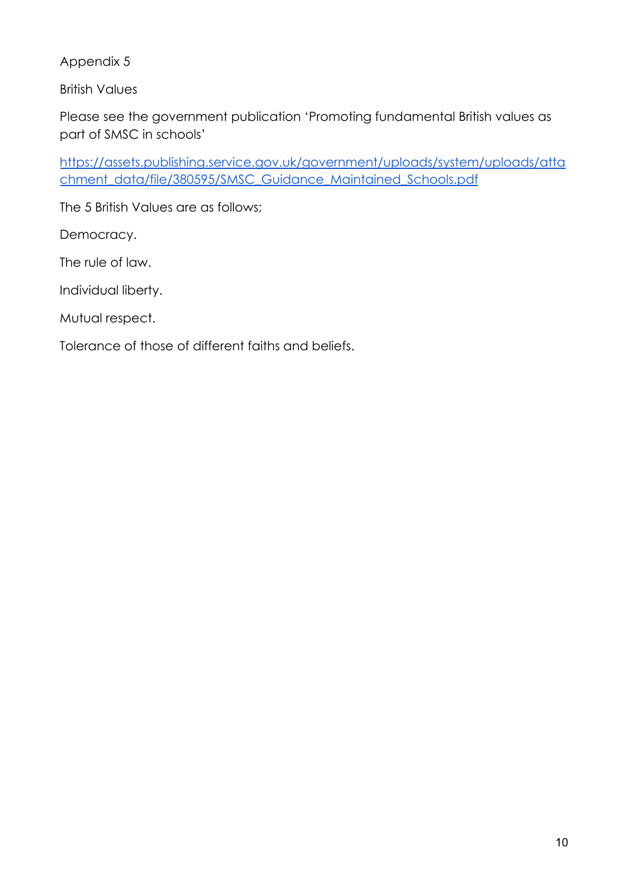Appendix 5

British Values

Please see the government publication 'Promoting fundamental British values as part of SMSC in schools'

https://assets.publishing.service.gov.uk/government/uploads/system/uploads/attachment_data/file/380595/SMSC_Guidance_Maintained_Schools.pdf

The 5 British Values are as follows;

Democracy.

The rule of law.

Individual liberty.

Mutual respect.

Tolerance of those of different faiths and beliefs.